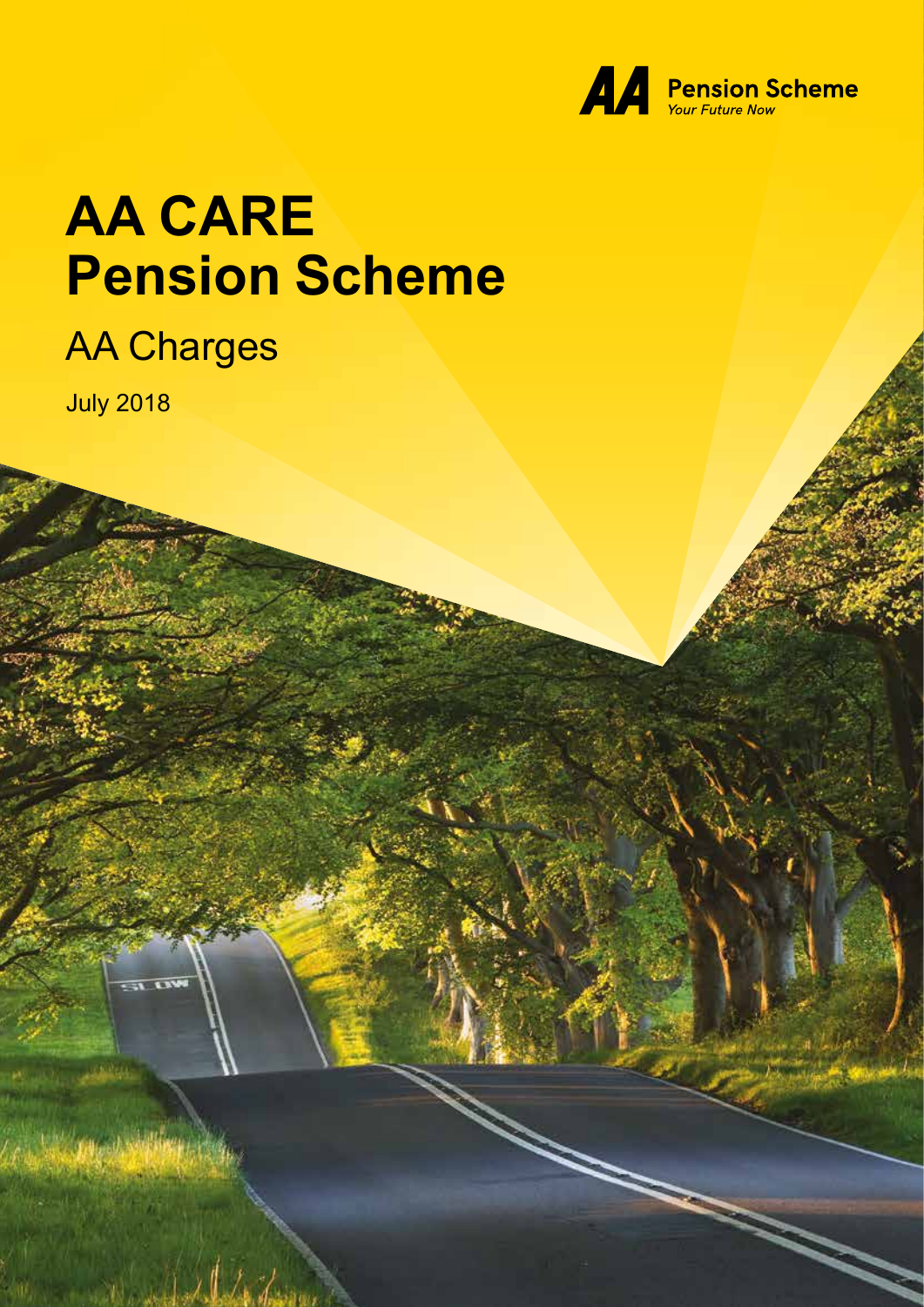AA Pension Scheme
*Your Future Now*

# AA CARE Pension Scheme

## AA Charges

July 2018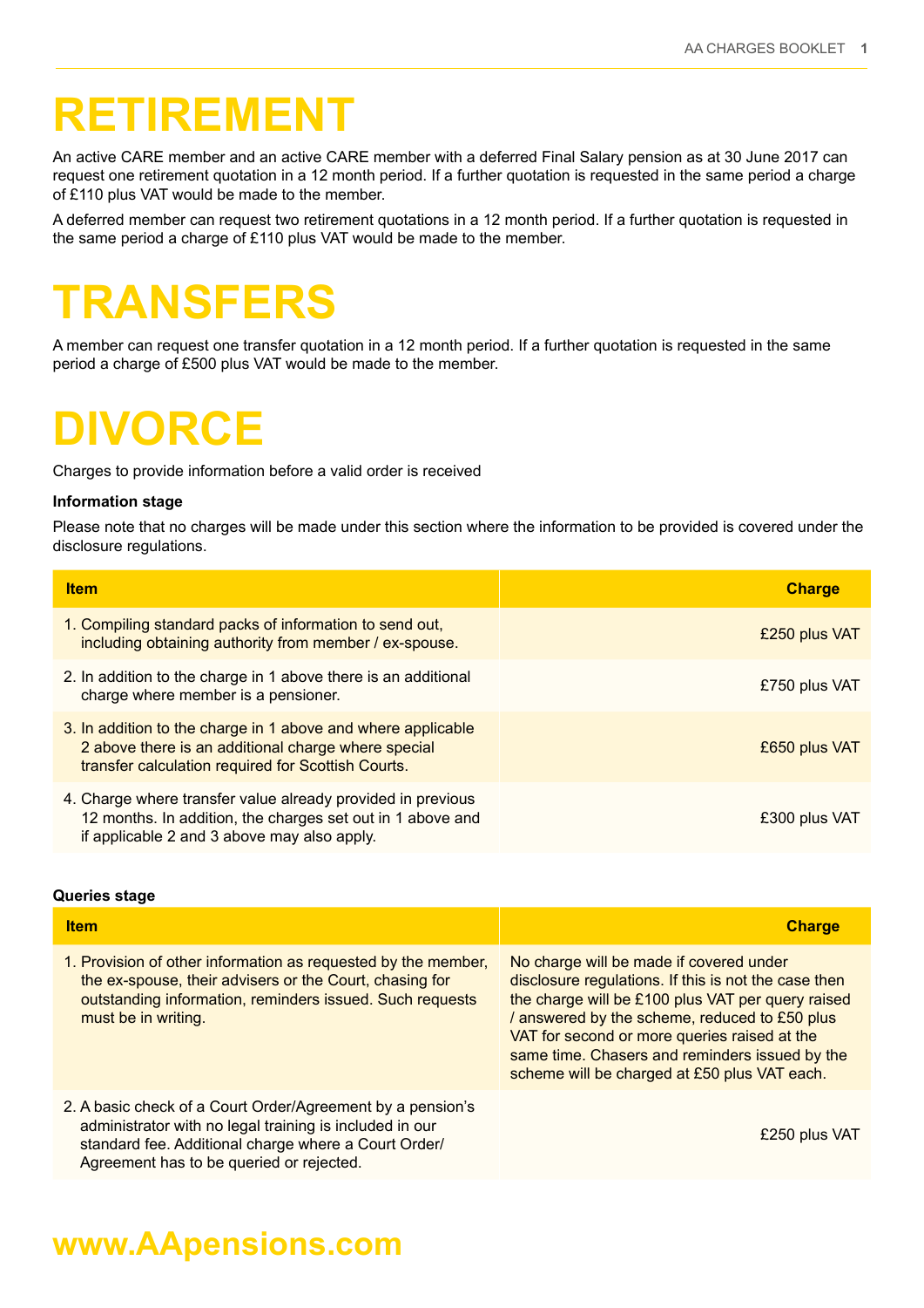# RETIREMENT

An active CARE member and an active CARE member with a deferred Final Salary pension as at 30 June 2017 can request one retirement quotation in a 12 month period. If a further quotation is requested in the same period a charge of £110 plus VAT would be made to the member.

A deferred member can request two retirement quotations in a 12 month period. If a further quotation is requested in the same period a charge of £110 plus VAT would be made to the member.

# TRANSFERS

A member can request one transfer quotation in a 12 month period. If a further quotation is requested in the same period a charge of £500 plus VAT would be made to the member.

# DIVORCE

Charges to provide information before a valid order is received

**Information stage**

Please note that no charges will be made under this section where the information to be provided is covered under the disclosure regulations.

| Item | Charge |
|---|---|
| 1. Compiling standard packs of information to send out, including obtaining authority from member / ex-spouse. | £250 plus VAT |
| 2. In addition to the charge in 1 above there is an additional charge where member is a pensioner. | £750 plus VAT |
| 3. In addition to the charge in 1 above and where applicable 2 above there is an additional charge where special transfer calculation required for Scottish Courts. | £650 plus VAT |
| 4. Charge where transfer value already provided in previous 12 months. In addition, the charges set out in 1 above and if applicable 2 and 3 above may also apply. | £300 plus VAT |

**Queries stage**

| Item | Charge |
|---|---|
| 1. Provision of other information as requested by the member, the ex-spouse, their advisers or the Court, chasing for outstanding information, reminders issued. Such requests must be in writing. | No charge will be made if covered under disclosure regulations. If this is not the case then the charge will be £100 plus VAT per query raised / answered by the scheme, reduced to £50 plus VAT for second or more queries raised at the same time. Chasers and reminders issued by the scheme will be charged at £50 plus VAT each. |
| 2. A basic check of a Court Order/Agreement by a pension's administrator with no legal training is included in our standard fee. Additional charge where a Court Order/ Agreement has to be queried or rejected. | £250 plus VAT |

**www.AApensions.com**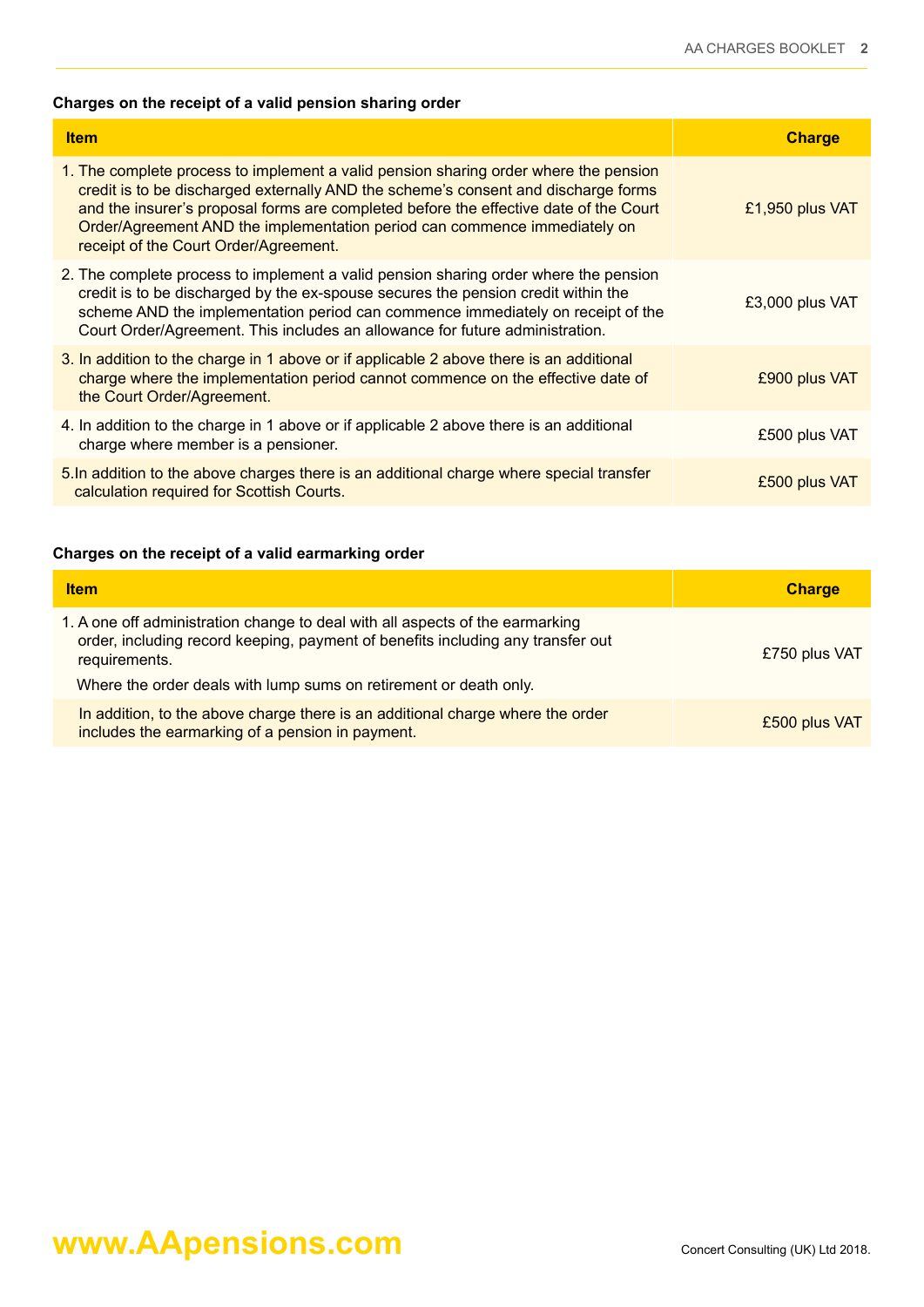**Charges on the receipt of a valid pension sharing order**

| Item | Charge |
|---|---|
| 1. The complete process to implement a valid pension sharing order where the pension credit is to be discharged externally AND the scheme's consent and discharge forms and the insurer's proposal forms are completed before the effective date of the Court Order/Agreement AND the implementation period can commence immediately on receipt of the Court Order/Agreement. | £1,950 plus VAT |
| 2. The complete process to implement a valid pension sharing order where the pension credit is to be discharged by the ex-spouse secures the pension credit within the scheme AND the implementation period can commence immediately on receipt of the Court Order/Agreement. This includes an allowance for future administration. | £3,000 plus VAT |
| 3. In addition to the charge in 1 above or if applicable 2 above there is an additional charge where the implementation period cannot commence on the effective date of the Court Order/Agreement. | £900 plus VAT |
| 4. In addition to the charge in 1 above or if applicable 2 above there is an additional charge where member is a pensioner. | £500 plus VAT |
| 5.In addition to the above charges there is an additional charge where special transfer calculation required for Scottish Courts. | £500 plus VAT |

**Charges on the receipt of a valid earmarking order**

| Item | Charge |
|---|---|
| 1. A one off administration change to deal with all aspects of the earmarking order, including record keeping, payment of benefits including any transfer out requirements.<br>Where the order deals with lump sums on retirement or death only. | £750 plus VAT |
| In addition, to the above charge there is an additional charge where the order includes the earmarking of a pension in payment. | £500 plus VAT |

**www.AApensions.com**

Concert Consulting (UK) Ltd 2018.